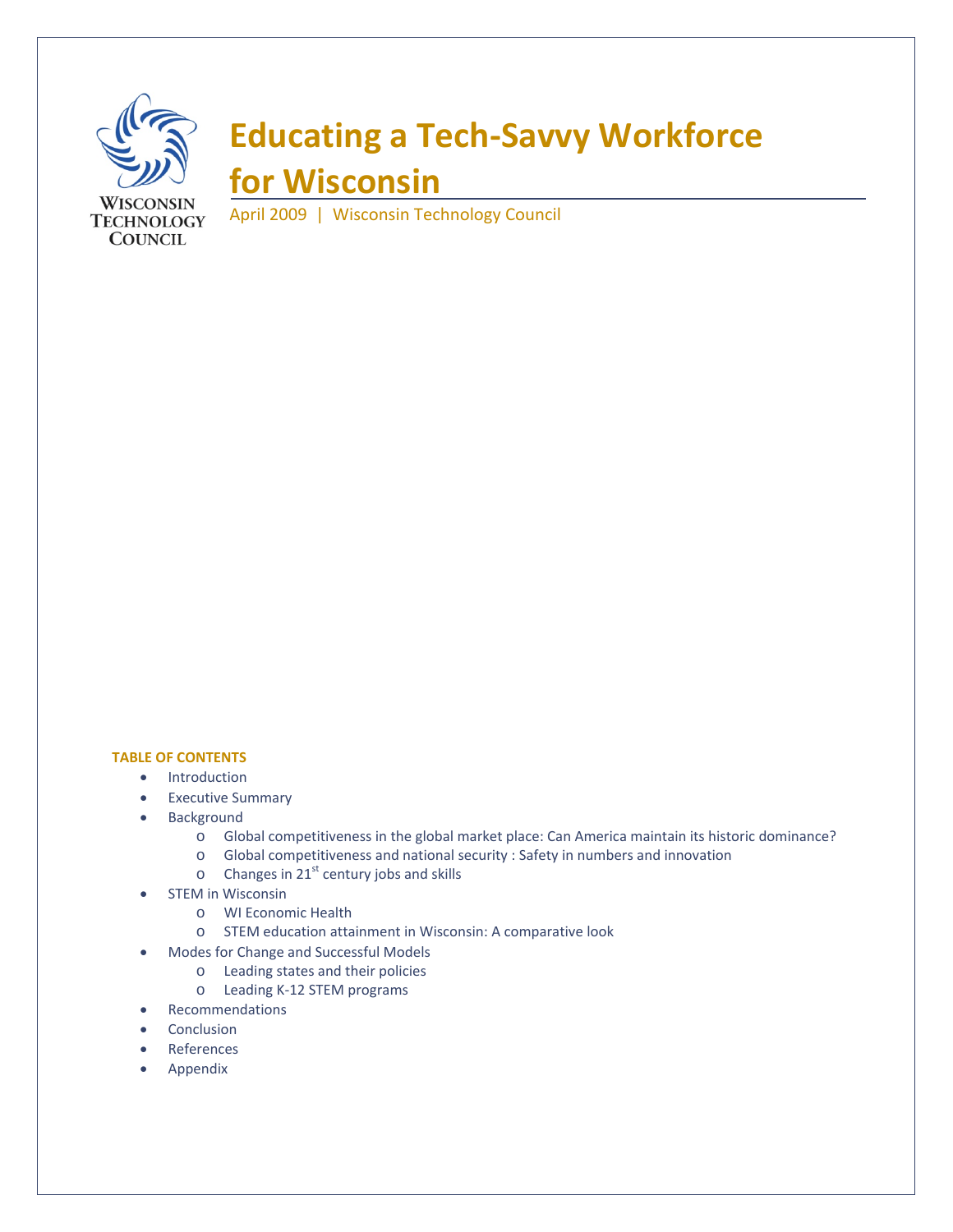Wisconsin Technology Council

# Educating a Tech-Savvy Workforce for Wisconsin

April 2009 | Wisconsin Technology Council

**TABLE OF CONTENTS**

- Introduction
- Executive Summary
- Background
  - Global competitiveness in the global market place: Can America maintain its historic dominance?
  - Global competitiveness and national security : Safety in numbers and innovation
  - Changes in 21st century jobs and skills
- STEM in Wisconsin
  - WI Economic Health
  - STEM education attainment in Wisconsin: A comparative look
- Modes for Change and Successful Models
  - Leading states and their policies
  - Leading K-12 STEM programs
- Recommendations
- Conclusion
- References
- Appendix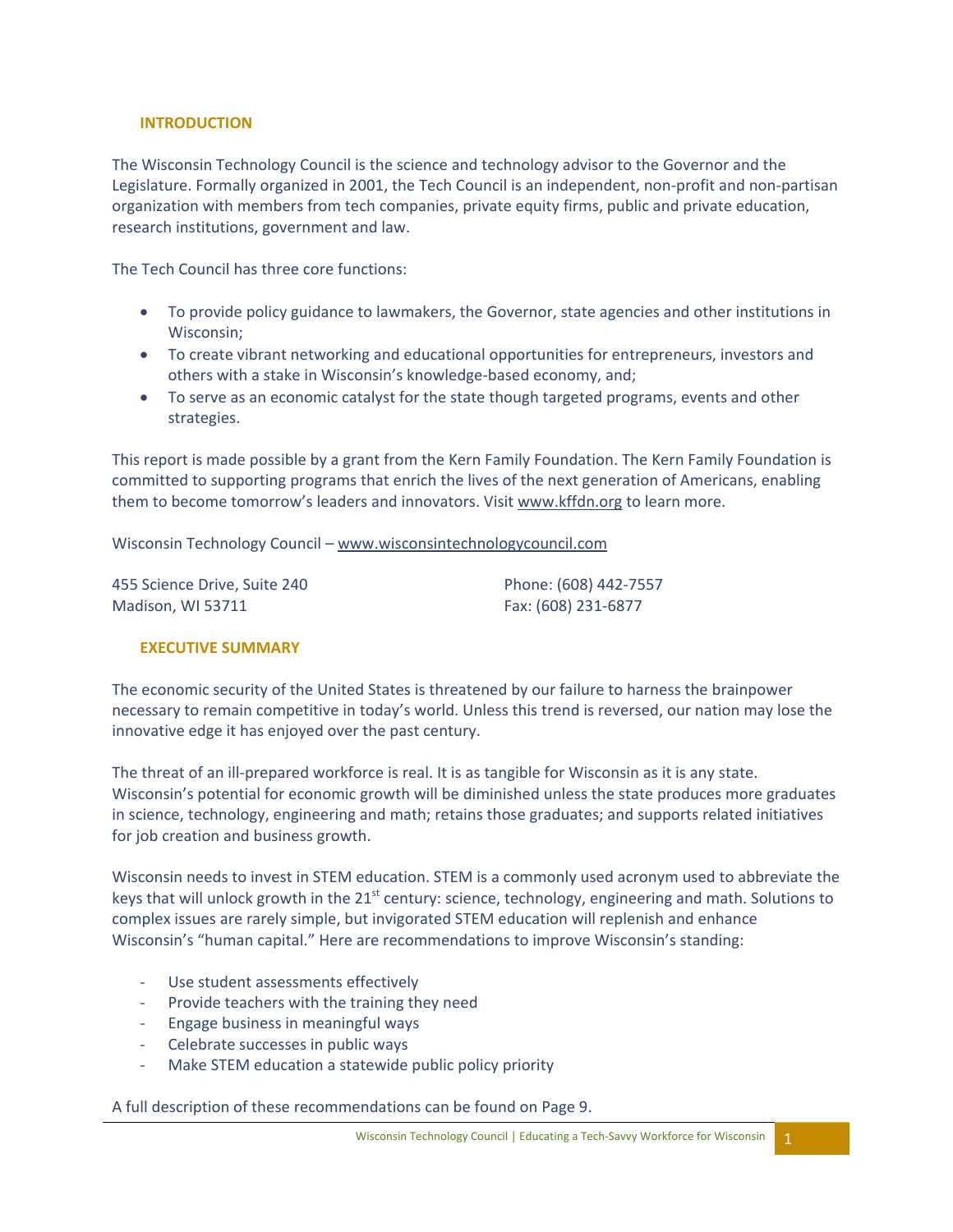## INTRODUCTION

The Wisconsin Technology Council is the science and technology advisor to the Governor and the Legislature. Formally organized in 2001, the Tech Council is an independent, non-profit and non-partisan organization with members from tech companies, private equity firms, public and private education, research institutions, government and law.

The Tech Council has three core functions:

- To provide policy guidance to lawmakers, the Governor, state agencies and other institutions in Wisconsin;
- To create vibrant networking and educational opportunities for entrepreneurs, investors and others with a stake in Wisconsin's knowledge-based economy, and;
- To serve as an economic catalyst for the state though targeted programs, events and other strategies.

This report is made possible by a grant from the Kern Family Foundation. The Kern Family Foundation is committed to supporting programs that enrich the lives of the next generation of Americans, enabling them to become tomorrow's leaders and innovators. Visit www.kffdn.org to learn more.

Wisconsin Technology Council – www.wisconsintechnologycouncil.com

455 Science Drive, Suite 240
Madison, WI 53711

Phone: (608) 442-7557
Fax: (608) 231-6877

## EXECUTIVE SUMMARY

The economic security of the United States is threatened by our failure to harness the brainpower necessary to remain competitive in today's world. Unless this trend is reversed, our nation may lose the innovative edge it has enjoyed over the past century.

The threat of an ill-prepared workforce is real. It is as tangible for Wisconsin as it is any state. Wisconsin's potential for economic growth will be diminished unless the state produces more graduates in science, technology, engineering and math; retains those graduates; and supports related initiatives for job creation and business growth.

Wisconsin needs to invest in STEM education. STEM is a commonly used acronym used to abbreviate the keys that will unlock growth in the 21st century: science, technology, engineering and math. Solutions to complex issues are rarely simple, but invigorated STEM education will replenish and enhance Wisconsin's "human capital." Here are recommendations to improve Wisconsin's standing:

- Use student assessments effectively
- Provide teachers with the training they need
- Engage business in meaningful ways
- Celebrate successes in public ways
- Make STEM education a statewide public policy priority

A full description of these recommendations can be found on Page 9.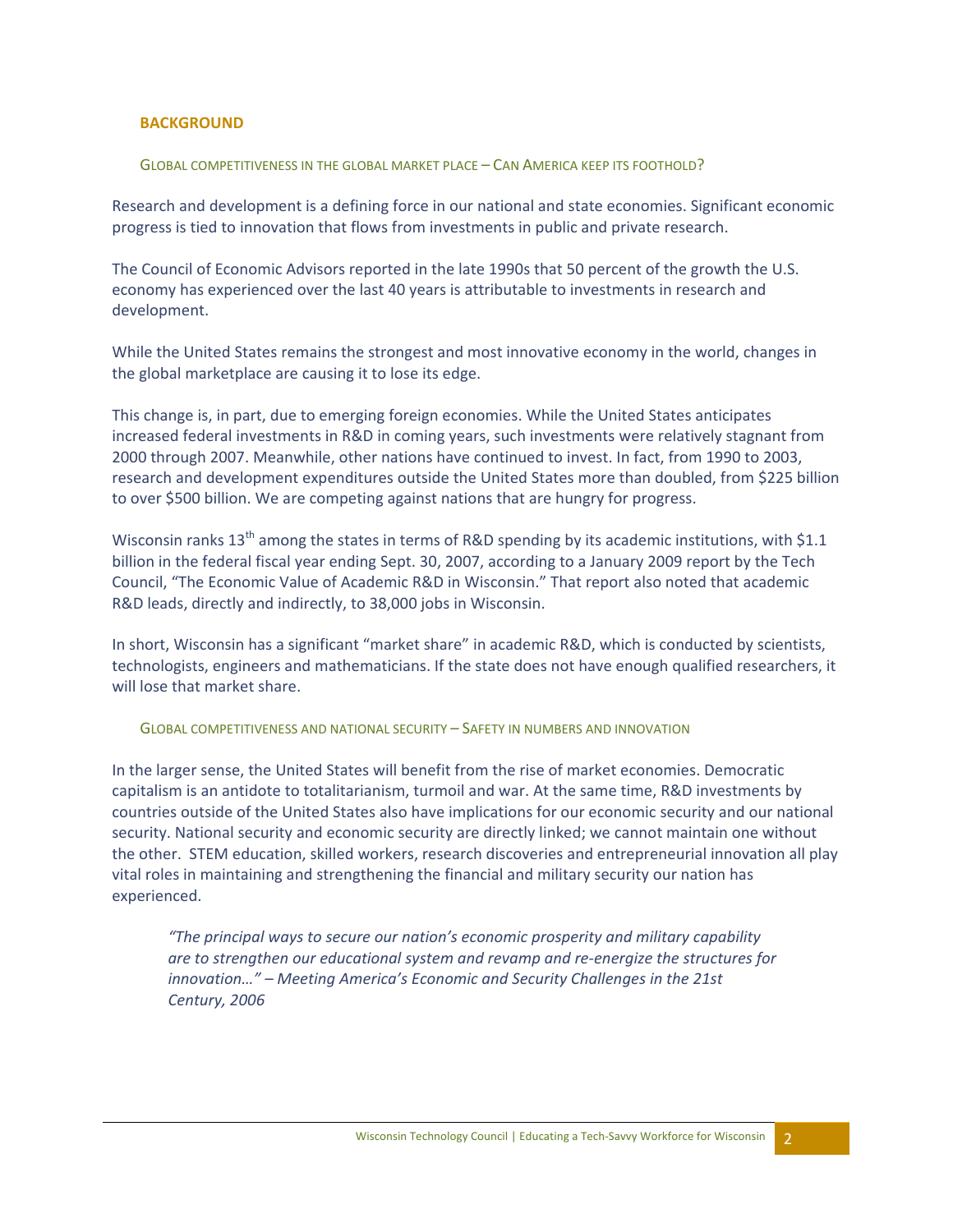## BACKGROUND

### GLOBAL COMPETITIVENESS IN THE GLOBAL MARKET PLACE – CAN AMERICA KEEP ITS FOOTHOLD?

Research and development is a defining force in our national and state economies. Significant economic progress is tied to innovation that flows from investments in public and private research.

The Council of Economic Advisors reported in the late 1990s that 50 percent of the growth the U.S. economy has experienced over the last 40 years is attributable to investments in research and development.

While the United States remains the strongest and most innovative economy in the world, changes in the global marketplace are causing it to lose its edge.

This change is, in part, due to emerging foreign economies. While the United States anticipates increased federal investments in R&D in coming years, such investments were relatively stagnant from 2000 through 2007. Meanwhile, other nations have continued to invest. In fact, from 1990 to 2003, research and development expenditures outside the United States more than doubled, from $225 billion to over $500 billion. We are competing against nations that are hungry for progress.

Wisconsin ranks 13th among the states in terms of R&D spending by its academic institutions, with $1.1 billion in the federal fiscal year ending Sept. 30, 2007, according to a January 2009 report by the Tech Council, "The Economic Value of Academic R&D in Wisconsin." That report also noted that academic R&D leads, directly and indirectly, to 38,000 jobs in Wisconsin.

In short, Wisconsin has a significant "market share" in academic R&D, which is conducted by scientists, technologists, engineers and mathematicians. If the state does not have enough qualified researchers, it will lose that market share.

### GLOBAL COMPETITIVENESS AND NATIONAL SECURITY – SAFETY IN NUMBERS AND INNOVATION

In the larger sense, the United States will benefit from the rise of market economies. Democratic capitalism is an antidote to totalitarianism, turmoil and war. At the same time, R&D investments by countries outside of the United States also have implications for our economic security and our national security. National security and economic security are directly linked; we cannot maintain one without the other. STEM education, skilled workers, research discoveries and entrepreneurial innovation all play vital roles in maintaining and strengthening the financial and military security our nation has experienced.

> *"The principal ways to secure our nation's economic prosperity and military capability are to strengthen our educational system and revamp and re-energize the structures for innovation…" – Meeting America's Economic and Security Challenges in the 21st Century, 2006*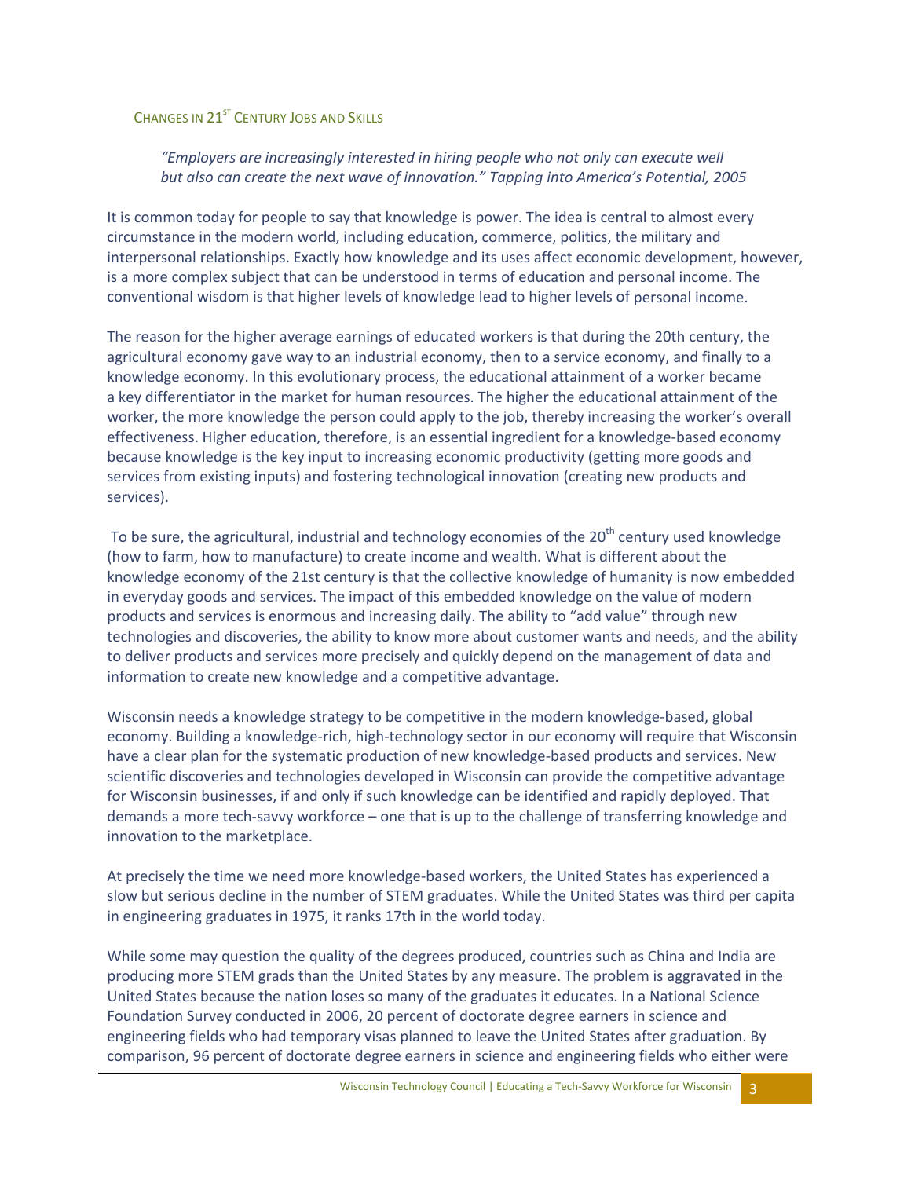## Changes in 21st Century Jobs and Skills

*"Employers are increasingly interested in hiring people who not only can execute well but also can create the next wave of innovation." Tapping into America's Potential, 2005*

It is common today for people to say that knowledge is power. The idea is central to almost every circumstance in the modern world, including education, commerce, politics, the military and interpersonal relationships. Exactly how knowledge and its uses affect economic development, however, is a more complex subject that can be understood in terms of education and personal income. The conventional wisdom is that higher levels of knowledge lead to higher levels of personal income.

The reason for the higher average earnings of educated workers is that during the 20th century, the agricultural economy gave way to an industrial economy, then to a service economy, and finally to a knowledge economy. In this evolutionary process, the educational attainment of a worker became a key differentiator in the market for human resources. The higher the educational attainment of the worker, the more knowledge the person could apply to the job, thereby increasing the worker's overall effectiveness. Higher education, therefore, is an essential ingredient for a knowledge-based economy because knowledge is the key input to increasing economic productivity (getting more goods and services from existing inputs) and fostering technological innovation (creating new products and services).

To be sure, the agricultural, industrial and technology economies of the 20th century used knowledge (how to farm, how to manufacture) to create income and wealth. What is different about the knowledge economy of the 21st century is that the collective knowledge of humanity is now embedded in everyday goods and services. The impact of this embedded knowledge on the value of modern products and services is enormous and increasing daily. The ability to "add value" through new technologies and discoveries, the ability to know more about customer wants and needs, and the ability to deliver products and services more precisely and quickly depend on the management of data and information to create new knowledge and a competitive advantage.

Wisconsin needs a knowledge strategy to be competitive in the modern knowledge-based, global economy. Building a knowledge-rich, high-technology sector in our economy will require that Wisconsin have a clear plan for the systematic production of new knowledge-based products and services. New scientific discoveries and technologies developed in Wisconsin can provide the competitive advantage for Wisconsin businesses, if and only if such knowledge can be identified and rapidly deployed. That demands a more tech-savvy workforce – one that is up to the challenge of transferring knowledge and innovation to the marketplace.

At precisely the time we need more knowledge-based workers, the United States has experienced a slow but serious decline in the number of STEM graduates. While the United States was third per capita in engineering graduates in 1975, it ranks 17th in the world today.

While some may question the quality of the degrees produced, countries such as China and India are producing more STEM grads than the United States by any measure. The problem is aggravated in the United States because the nation loses so many of the graduates it educates. In a National Science Foundation Survey conducted in 2006, 20 percent of doctorate degree earners in science and engineering fields who had temporary visas planned to leave the United States after graduation. By comparison, 96 percent of doctorate degree earners in science and engineering fields who either were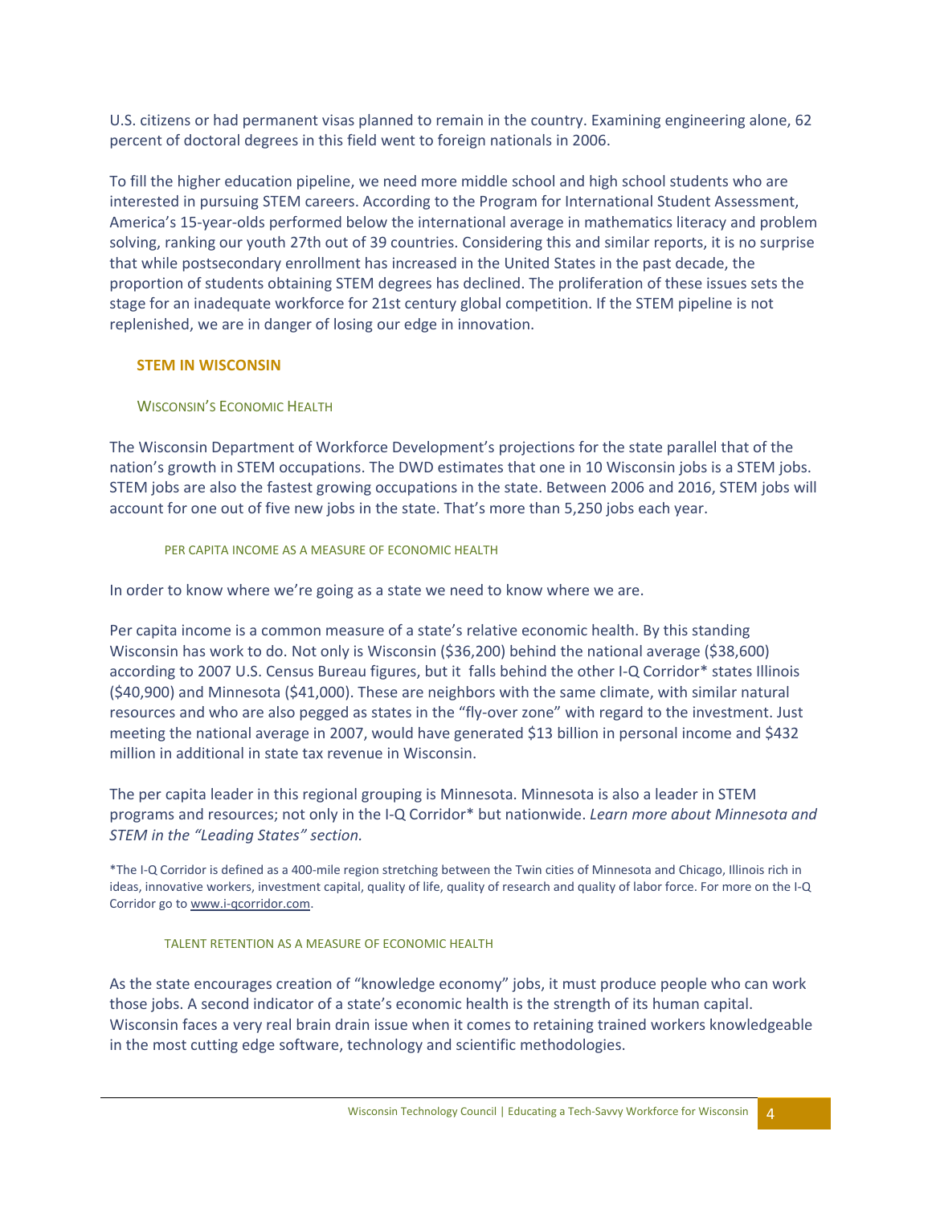U.S. citizens or had permanent visas planned to remain in the country. Examining engineering alone, 62 percent of doctoral degrees in this field went to foreign nationals in 2006.

To fill the higher education pipeline, we need more middle school and high school students who are interested in pursuing STEM careers. According to the Program for International Student Assessment, America's 15-year-olds performed below the international average in mathematics literacy and problem solving, ranking our youth 27th out of 39 countries. Considering this and similar reports, it is no surprise that while postsecondary enrollment has increased in the United States in the past decade, the proportion of students obtaining STEM degrees has declined. The proliferation of these issues sets the stage for an inadequate workforce for 21st century global competition. If the STEM pipeline is not replenished, we are in danger of losing our edge in innovation.

## STEM IN WISCONSIN

### Wisconsin's Economic Health

The Wisconsin Department of Workforce Development's projections for the state parallel that of the nation's growth in STEM occupations. The DWD estimates that one in 10 Wisconsin jobs is a STEM jobs. STEM jobs are also the fastest growing occupations in the state. Between 2006 and 2016, STEM jobs will account for one out of five new jobs in the state. That's more than 5,250 jobs each year.

#### PER CAPITA INCOME AS A MEASURE OF ECONOMIC HEALTH

In order to know where we're going as a state we need to know where we are.

Per capita income is a common measure of a state's relative economic health. By this standing Wisconsin has work to do. Not only is Wisconsin ($36,200) behind the national average ($38,600) according to 2007 U.S. Census Bureau figures, but it falls behind the other I-Q Corridor* states Illinois ($40,900) and Minnesota ($41,000). These are neighbors with the same climate, with similar natural resources and who are also pegged as states in the "fly-over zone" with regard to the investment. Just meeting the national average in 2007, would have generated $13 billion in personal income and $432 million in additional in state tax revenue in Wisconsin.

The per capita leader in this regional grouping is Minnesota. Minnesota is also a leader in STEM programs and resources; not only in the I-Q Corridor* but nationwide. *Learn more about Minnesota and STEM in the "Leading States" section.*

*The I-Q Corridor is defined as a 400-mile region stretching between the Twin cities of Minnesota and Chicago, Illinois rich in ideas, innovative workers, investment capital, quality of life, quality of research and quality of labor force. For more on the I-Q Corridor go to www.i-qcorridor.com.

#### TALENT RETENTION AS A MEASURE OF ECONOMIC HEALTH

As the state encourages creation of "knowledge economy" jobs, it must produce people who can work those jobs. A second indicator of a state's economic health is the strength of its human capital. Wisconsin faces a very real brain drain issue when it comes to retaining trained workers knowledgeable in the most cutting edge software, technology and scientific methodologies.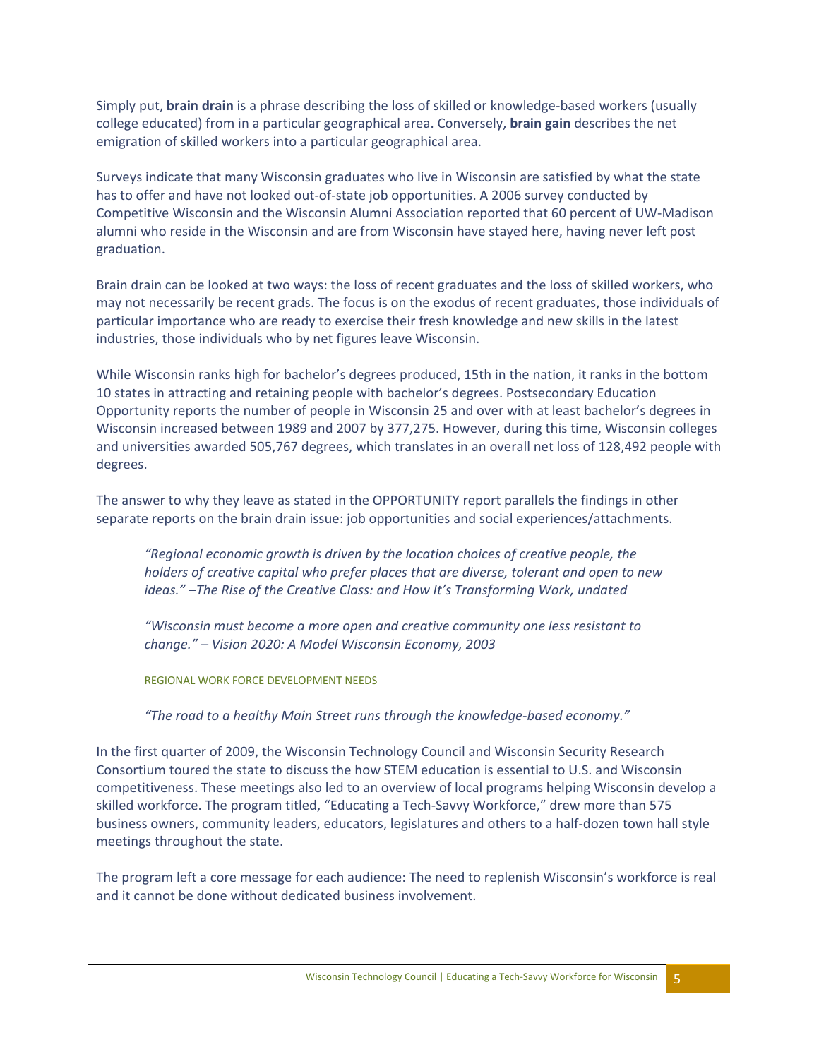Simply put, **brain drain** is a phrase describing the loss of skilled or knowledge-based workers (usually college educated) from in a particular geographical area. Conversely, **brain gain** describes the net emigration of skilled workers into a particular geographical area.

Surveys indicate that many Wisconsin graduates who live in Wisconsin are satisfied by what the state has to offer and have not looked out-of-state job opportunities. A 2006 survey conducted by Competitive Wisconsin and the Wisconsin Alumni Association reported that 60 percent of UW-Madison alumni who reside in the Wisconsin and are from Wisconsin have stayed here, having never left post graduation.

Brain drain can be looked at two ways: the loss of recent graduates and the loss of skilled workers, who may not necessarily be recent grads. The focus is on the exodus of recent graduates, those individuals of particular importance who are ready to exercise their fresh knowledge and new skills in the latest industries, those individuals who by net figures leave Wisconsin.

While Wisconsin ranks high for bachelor's degrees produced, 15th in the nation, it ranks in the bottom 10 states in attracting and retaining people with bachelor's degrees. Postsecondary Education Opportunity reports the number of people in Wisconsin 25 and over with at least bachelor's degrees in Wisconsin increased between 1989 and 2007 by 377,275. However, during this time, Wisconsin colleges and universities awarded 505,767 degrees, which translates in an overall net loss of 128,492 people with degrees.

The answer to why they leave as stated in the OPPORTUNITY report parallels the findings in other separate reports on the brain drain issue: job opportunities and social experiences/attachments.

> *"Regional economic growth is driven by the location choices of creative people, the holders of creative capital who prefer places that are diverse, tolerant and open to new ideas." –The Rise of the Creative Class: and How It's Transforming Work, undated*

> *"Wisconsin must become a more open and creative community one less resistant to change." – Vision 2020: A Model Wisconsin Economy, 2003*

## REGIONAL WORK FORCE DEVELOPMENT NEEDS

> *"The road to a healthy Main Street runs through the knowledge-based economy."*

In the first quarter of 2009, the Wisconsin Technology Council and Wisconsin Security Research Consortium toured the state to discuss the how STEM education is essential to U.S. and Wisconsin competitiveness. These meetings also led to an overview of local programs helping Wisconsin develop a skilled workforce. The program titled, "Educating a Tech-Savvy Workforce," drew more than 575 business owners, community leaders, educators, legislatures and others to a half-dozen town hall style meetings throughout the state.

The program left a core message for each audience: The need to replenish Wisconsin's workforce is real and it cannot be done without dedicated business involvement.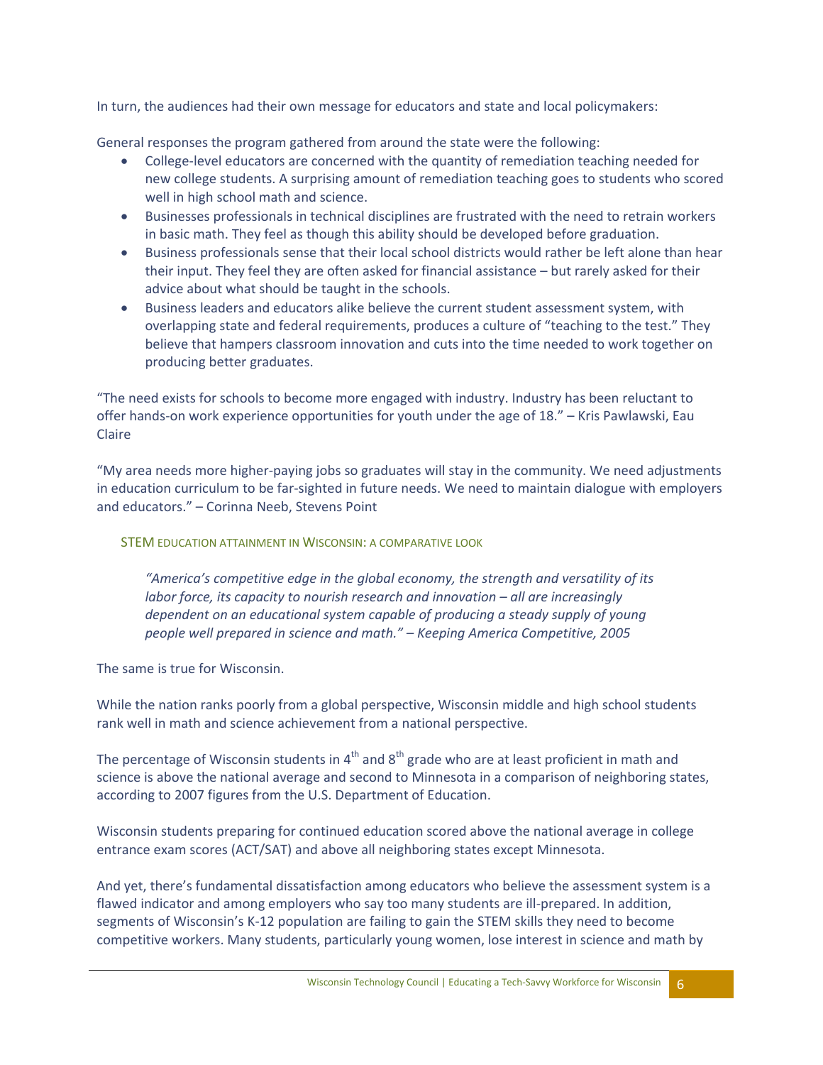In turn, the audiences had their own message for educators and state and local policymakers:

General responses the program gathered from around the state were the following:

- College-level educators are concerned with the quantity of remediation teaching needed for new college students. A surprising amount of remediation teaching goes to students who scored well in high school math and science.
- Businesses professionals in technical disciplines are frustrated with the need to retrain workers in basic math. They feel as though this ability should be developed before graduation.
- Business professionals sense that their local school districts would rather be left alone than hear their input. They feel they are often asked for financial assistance – but rarely asked for their advice about what should be taught in the schools.
- Business leaders and educators alike believe the current student assessment system, with overlapping state and federal requirements, produces a culture of "teaching to the test." They believe that hampers classroom innovation and cuts into the time needed to work together on producing better graduates.

"The need exists for schools to become more engaged with industry. Industry has been reluctant to offer hands-on work experience opportunities for youth under the age of 18." – Kris Pawlawski, Eau Claire

"My area needs more higher-paying jobs so graduates will stay in the community. We need adjustments in education curriculum to be far-sighted in future needs. We need to maintain dialogue with employers and educators." – Corinna Neeb, Stevens Point

## STEM Education Attainment in Wisconsin: A Comparative Look

> *"America's competitive edge in the global economy, the strength and versatility of its labor force, its capacity to nourish research and innovation – all are increasingly dependent on an educational system capable of producing a steady supply of young people well prepared in science and math." – Keeping America Competitive, 2005*

The same is true for Wisconsin.

While the nation ranks poorly from a global perspective, Wisconsin middle and high school students rank well in math and science achievement from a national perspective.

The percentage of Wisconsin students in 4th and 8th grade who are at least proficient in math and science is above the national average and second to Minnesota in a comparison of neighboring states, according to 2007 figures from the U.S. Department of Education.

Wisconsin students preparing for continued education scored above the national average in college entrance exam scores (ACT/SAT) and above all neighboring states except Minnesota.

And yet, there's fundamental dissatisfaction among educators who believe the assessment system is a flawed indicator and among employers who say too many students are ill-prepared. In addition, segments of Wisconsin's K-12 population are failing to gain the STEM skills they need to become competitive workers. Many students, particularly young women, lose interest in science and math by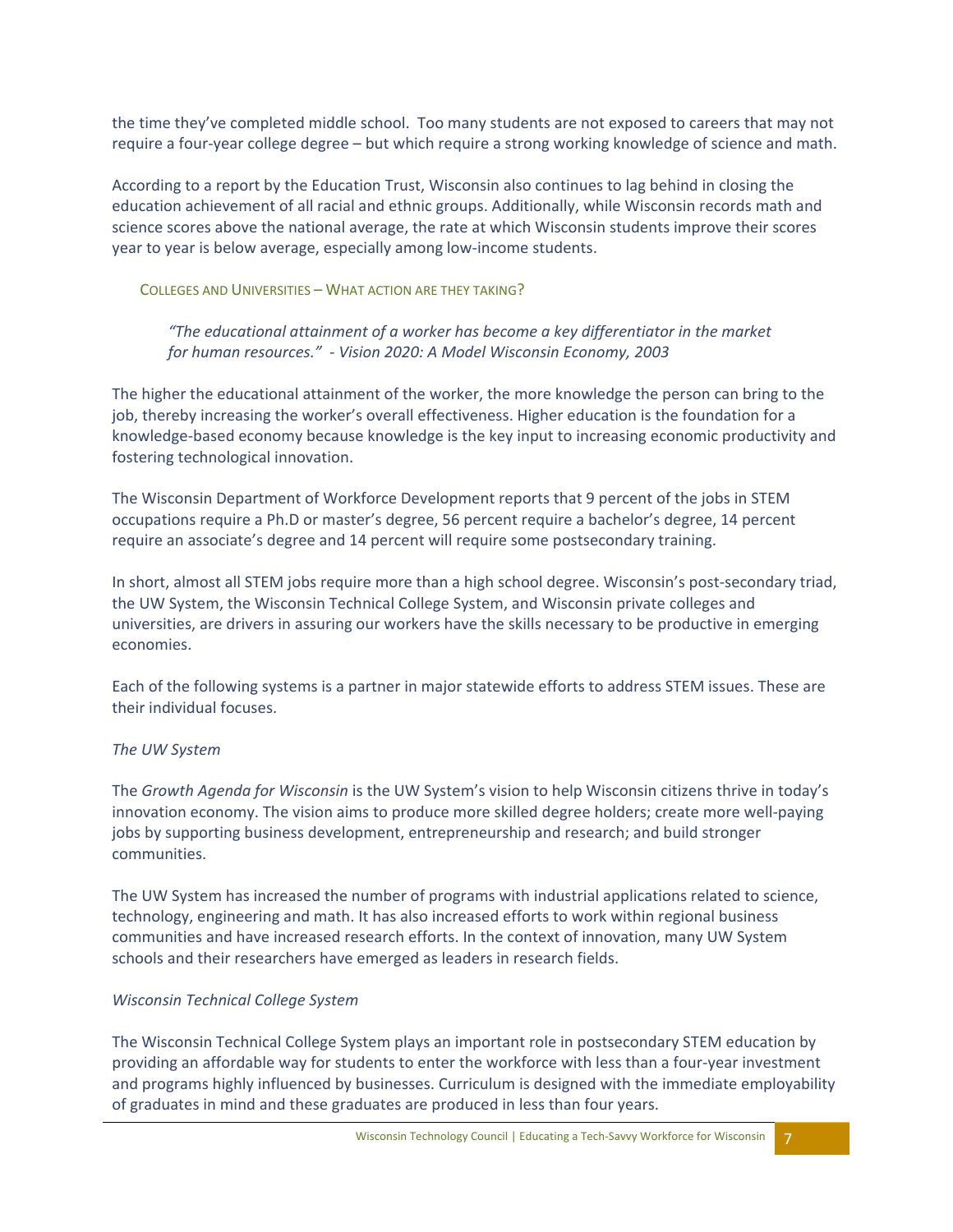the time they've completed middle school. Too many students are not exposed to careers that may not require a four-year college degree – but which require a strong working knowledge of science and math.

According to a report by the Education Trust, Wisconsin also continues to lag behind in closing the education achievement of all racial and ethnic groups. Additionally, while Wisconsin records math and science scores above the national average, the rate at which Wisconsin students improve their scores year to year is below average, especially among low-income students.

### Colleges and Universities – What action are they taking?

> *"The educational attainment of a worker has become a key differentiator in the market for human resources." - Vision 2020: A Model Wisconsin Economy, 2003*

The higher the educational attainment of the worker, the more knowledge the person can bring to the job, thereby increasing the worker's overall effectiveness. Higher education is the foundation for a knowledge-based economy because knowledge is the key input to increasing economic productivity and fostering technological innovation.

The Wisconsin Department of Workforce Development reports that 9 percent of the jobs in STEM occupations require a Ph.D or master's degree, 56 percent require a bachelor's degree, 14 percent require an associate's degree and 14 percent will require some postsecondary training.

In short, almost all STEM jobs require more than a high school degree. Wisconsin's post-secondary triad, the UW System, the Wisconsin Technical College System, and Wisconsin private colleges and universities, are drivers in assuring our workers have the skills necessary to be productive in emerging economies.

Each of the following systems is a partner in major statewide efforts to address STEM issues. These are their individual focuses.

*The UW System*

The *Growth Agenda for Wisconsin* is the UW System's vision to help Wisconsin citizens thrive in today's innovation economy. The vision aims to produce more skilled degree holders; create more well-paying jobs by supporting business development, entrepreneurship and research; and build stronger communities.

The UW System has increased the number of programs with industrial applications related to science, technology, engineering and math. It has also increased efforts to work within regional business communities and have increased research efforts. In the context of innovation, many UW System schools and their researchers have emerged as leaders in research fields.

*Wisconsin Technical College System*

The Wisconsin Technical College System plays an important role in postsecondary STEM education by providing an affordable way for students to enter the workforce with less than a four-year investment and programs highly influenced by businesses. Curriculum is designed with the immediate employability of graduates in mind and these graduates are produced in less than four years.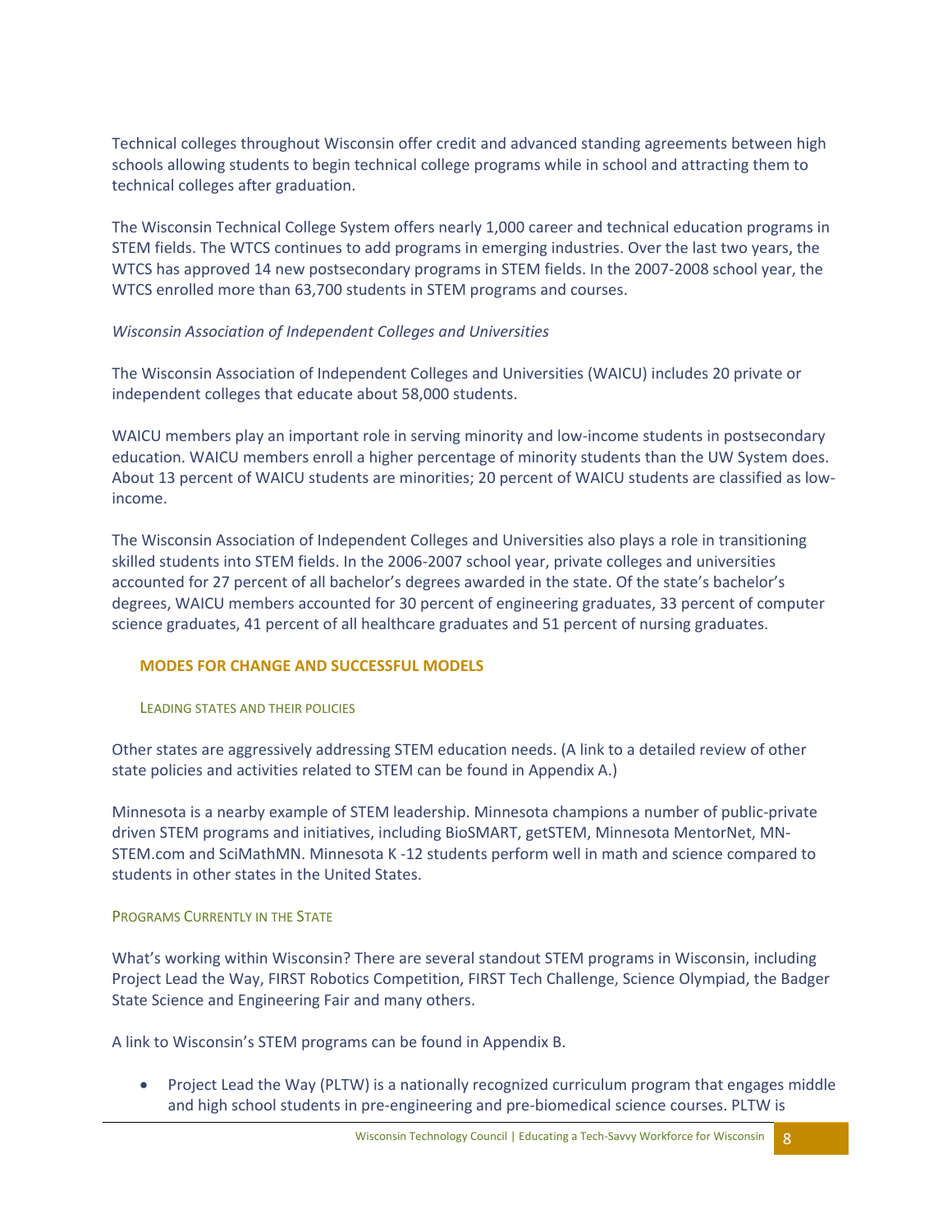Technical colleges throughout Wisconsin offer credit and advanced standing agreements between high schools allowing students to begin technical college programs while in school and attracting them to technical colleges after graduation.

The Wisconsin Technical College System offers nearly 1,000 career and technical education programs in STEM fields. The WTCS continues to add programs in emerging industries. Over the last two years, the WTCS has approved 14 new postsecondary programs in STEM fields. In the 2007-2008 school year, the WTCS enrolled more than 63,700 students in STEM programs and courses.

*Wisconsin Association of Independent Colleges and Universities*

The Wisconsin Association of Independent Colleges and Universities (WAICU) includes 20 private or independent colleges that educate about 58,000 students.

WAICU members play an important role in serving minority and low-income students in postsecondary education. WAICU members enroll a higher percentage of minority students than the UW System does. About 13 percent of WAICU students are minorities; 20 percent of WAICU students are classified as low-income.

The Wisconsin Association of Independent Colleges and Universities also plays a role in transitioning skilled students into STEM fields. In the 2006-2007 school year, private colleges and universities accounted for 27 percent of all bachelor's degrees awarded in the state. Of the state's bachelor's degrees, WAICU members accounted for 30 percent of engineering graduates, 33 percent of computer science graduates, 41 percent of all healthcare graduates and 51 percent of nursing graduates.

## MODES FOR CHANGE AND SUCCESSFUL MODELS

### Leading States and Their Policies

Other states are aggressively addressing STEM education needs. (A link to a detailed review of other state policies and activities related to STEM can be found in Appendix A.)

Minnesota is a nearby example of STEM leadership. Minnesota champions a number of public-private driven STEM programs and initiatives, including BioSMART, getSTEM, Minnesota MentorNet, MN-STEM.com and SciMathMN. Minnesota K -12 students perform well in math and science compared to students in other states in the United States.

### Programs Currently in the State

What's working within Wisconsin? There are several standout STEM programs in Wisconsin, including Project Lead the Way, FIRST Robotics Competition, FIRST Tech Challenge, Science Olympiad, the Badger State Science and Engineering Fair and many others.

A link to Wisconsin's STEM programs can be found in Appendix B.

- Project Lead the Way (PLTW) is a nationally recognized curriculum program that engages middle and high school students in pre-engineering and pre-biomedical science courses. PLTW is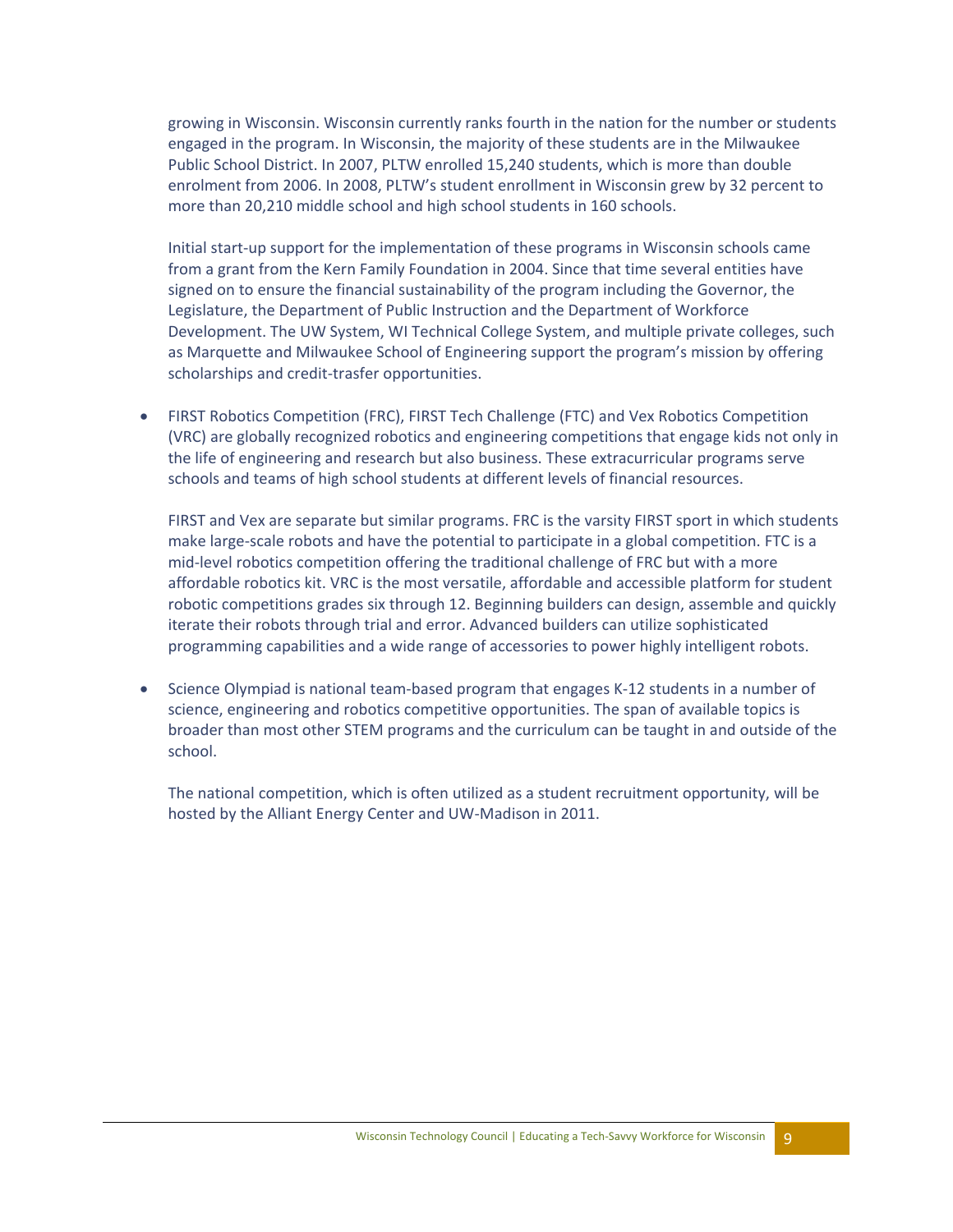growing in Wisconsin. Wisconsin currently ranks fourth in the nation for the number or students engaged in the program. In Wisconsin, the majority of these students are in the Milwaukee Public School District. In 2007, PLTW enrolled 15,240 students, which is more than double enrolment from 2006. In 2008, PLTW's student enrollment in Wisconsin grew by 32 percent to more than 20,210 middle school and high school students in 160 schools.

Initial start-up support for the implementation of these programs in Wisconsin schools came from a grant from the Kern Family Foundation in 2004. Since that time several entities have signed on to ensure the financial sustainability of the program including the Governor, the Legislature, the Department of Public Instruction and the Department of Workforce Development. The UW System, WI Technical College System, and multiple private colleges, such as Marquette and Milwaukee School of Engineering support the program's mission by offering scholarships and credit-trasfer opportunities.

- FIRST Robotics Competition (FRC), FIRST Tech Challenge (FTC) and Vex Robotics Competition (VRC) are globally recognized robotics and engineering competitions that engage kids not only in the life of engineering and research but also business. These extracurricular programs serve schools and teams of high school students at different levels of financial resources.

  FIRST and Vex are separate but similar programs. FRC is the varsity FIRST sport in which students make large-scale robots and have the potential to participate in a global competition. FTC is a mid-level robotics competition offering the traditional challenge of FRC but with a more affordable robotics kit. VRC is the most versatile, affordable and accessible platform for student robotic competitions grades six through 12. Beginning builders can design, assemble and quickly iterate their robots through trial and error. Advanced builders can utilize sophisticated programming capabilities and a wide range of accessories to power highly intelligent robots.

- Science Olympiad is national team-based program that engages K-12 students in a number of science, engineering and robotics competitive opportunities. The span of available topics is broader than most other STEM programs and the curriculum can be taught in and outside of the school.

  The national competition, which is often utilized as a student recruitment opportunity, will be hosted by the Alliant Energy Center and UW-Madison in 2011.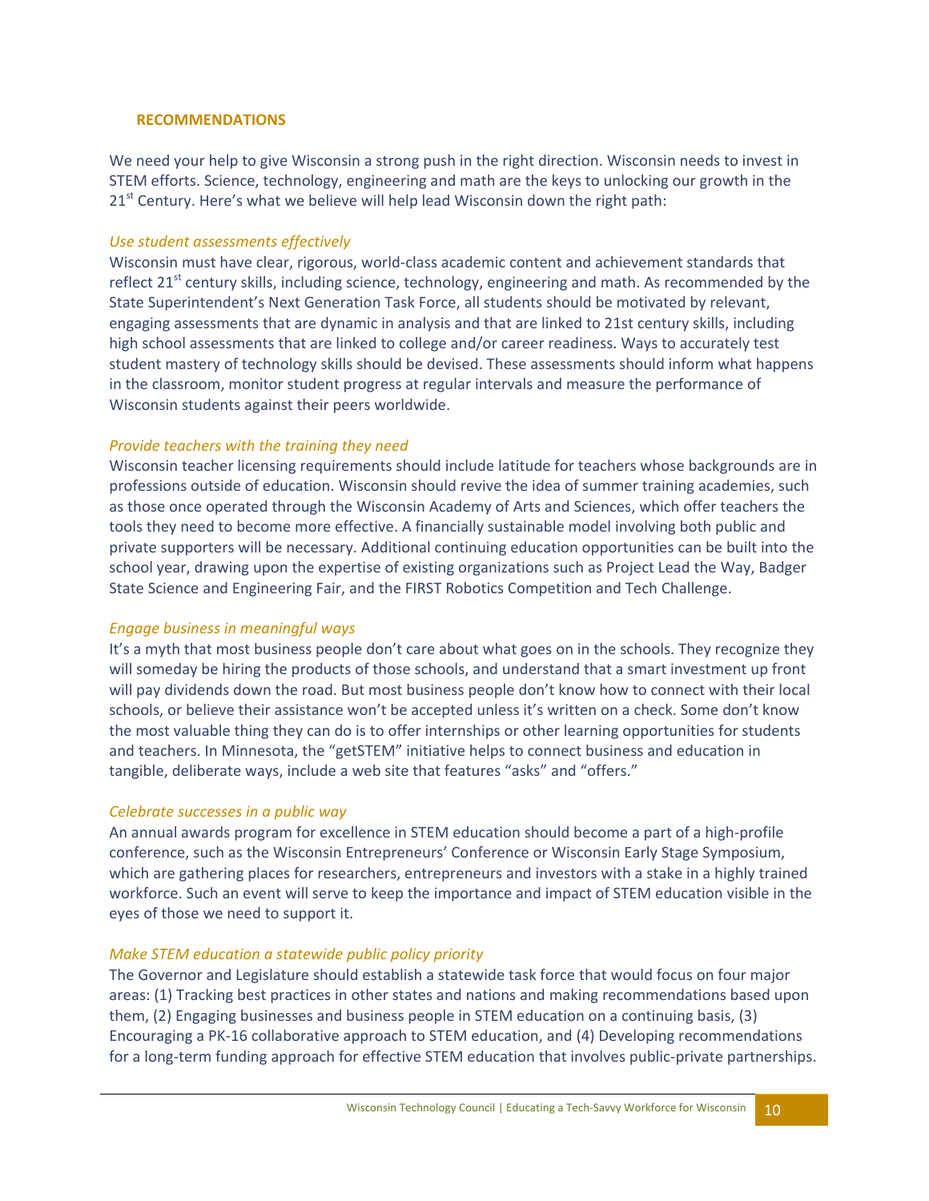## RECOMMENDATIONS

We need your help to give Wisconsin a strong push in the right direction. Wisconsin needs to invest in STEM efforts. Science, technology, engineering and math are the keys to unlocking our growth in the 21st Century. Here's what we believe will help lead Wisconsin down the right path:

*Use student assessments effectively*

Wisconsin must have clear, rigorous, world-class academic content and achievement standards that reflect 21st century skills, including science, technology, engineering and math. As recommended by the State Superintendent's Next Generation Task Force, all students should be motivated by relevant, engaging assessments that are dynamic in analysis and that are linked to 21st century skills, including high school assessments that are linked to college and/or career readiness. Ways to accurately test student mastery of technology skills should be devised. These assessments should inform what happens in the classroom, monitor student progress at regular intervals and measure the performance of Wisconsin students against their peers worldwide.

*Provide teachers with the training they need*

Wisconsin teacher licensing requirements should include latitude for teachers whose backgrounds are in professions outside of education. Wisconsin should revive the idea of summer training academies, such as those once operated through the Wisconsin Academy of Arts and Sciences, which offer teachers the tools they need to become more effective. A financially sustainable model involving both public and private supporters will be necessary. Additional continuing education opportunities can be built into the school year, drawing upon the expertise of existing organizations such as Project Lead the Way, Badger State Science and Engineering Fair, and the FIRST Robotics Competition and Tech Challenge.

*Engage business in meaningful ways*

It's a myth that most business people don't care about what goes on in the schools. They recognize they will someday be hiring the products of those schools, and understand that a smart investment up front will pay dividends down the road. But most business people don't know how to connect with their local schools, or believe their assistance won't be accepted unless it's written on a check. Some don't know the most valuable thing they can do is to offer internships or other learning opportunities for students and teachers. In Minnesota, the "getSTEM" initiative helps to connect business and education in tangible, deliberate ways, include a web site that features "asks" and "offers."

*Celebrate successes in a public way*

An annual awards program for excellence in STEM education should become a part of a high-profile conference, such as the Wisconsin Entrepreneurs' Conference or Wisconsin Early Stage Symposium, which are gathering places for researchers, entrepreneurs and investors with a stake in a highly trained workforce. Such an event will serve to keep the importance and impact of STEM education visible in the eyes of those we need to support it.

*Make STEM education a statewide public policy priority*

The Governor and Legislature should establish a statewide task force that would focus on four major areas: (1) Tracking best practices in other states and nations and making recommendations based upon them, (2) Engaging businesses and business people in STEM education on a continuing basis, (3) Encouraging a PK-16 collaborative approach to STEM education, and (4) Developing recommendations for a long-term funding approach for effective STEM education that involves public-private partnerships.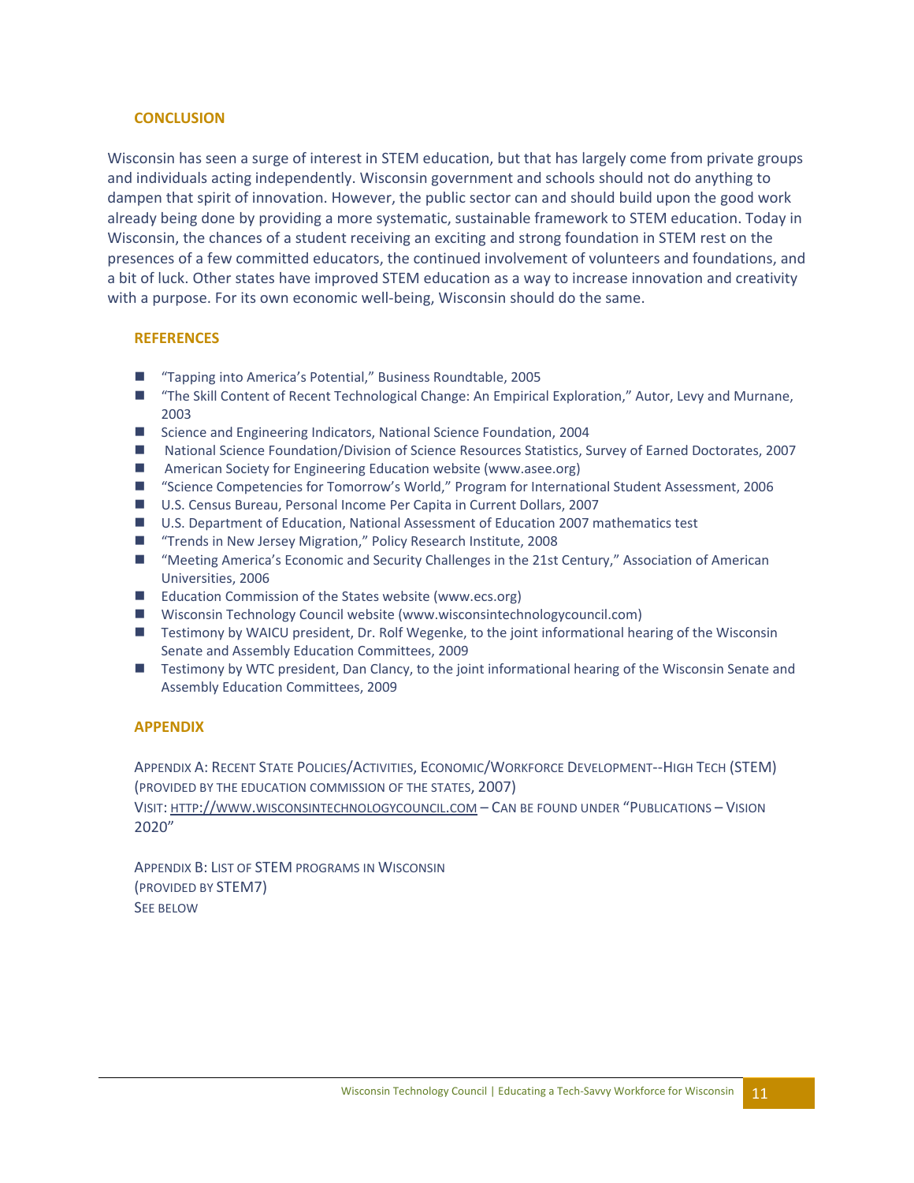## CONCLUSION

Wisconsin has seen a surge of interest in STEM education, but that has largely come from private groups and individuals acting independently. Wisconsin government and schools should not do anything to dampen that spirit of innovation. However, the public sector can and should build upon the good work already being done by providing a more systematic, sustainable framework to STEM education. Today in Wisconsin, the chances of a student receiving an exciting and strong foundation in STEM rest on the presences of a few committed educators, the continued involvement of volunteers and foundations, and a bit of luck. Other states have improved STEM education as a way to increase innovation and creativity with a purpose. For its own economic well-being, Wisconsin should do the same.

## REFERENCES

- "Tapping into America's Potential," Business Roundtable, 2005
- "The Skill Content of Recent Technological Change: An Empirical Exploration," Autor, Levy and Murnane, 2003
- Science and Engineering Indicators, National Science Foundation, 2004
- National Science Foundation/Division of Science Resources Statistics, Survey of Earned Doctorates, 2007
- American Society for Engineering Education website (www.asee.org)
- "Science Competencies for Tomorrow's World," Program for International Student Assessment, 2006
- U.S. Census Bureau, Personal Income Per Capita in Current Dollars, 2007
- U.S. Department of Education, National Assessment of Education 2007 mathematics test
- "Trends in New Jersey Migration," Policy Research Institute, 2008
- "Meeting America's Economic and Security Challenges in the 21st Century," Association of American Universities, 2006
- Education Commission of the States website (www.ecs.org)
- Wisconsin Technology Council website (www.wisconsintechnologycouncil.com)
- Testimony by WAICU president, Dr. Rolf Wegenke, to the joint informational hearing of the Wisconsin Senate and Assembly Education Committees, 2009
- Testimony by WTC president, Dan Clancy, to the joint informational hearing of the Wisconsin Senate and Assembly Education Committees, 2009

## APPENDIX

APPENDIX A: RECENT STATE POLICIES/ACTIVITIES, ECONOMIC/WORKFORCE DEVELOPMENT--HIGH TECH (STEM)
(PROVIDED BY THE EDUCATION COMMISSION OF THE STATES, 2007)
VISIT: HTTP://WWW.WISCONSINTECHNOLOGYCOUNCIL.COM – CAN BE FOUND UNDER "PUBLICATIONS – VISION 2020"

APPENDIX B: LIST OF STEM PROGRAMS IN WISCONSIN
(PROVIDED BY STEM7)
SEE BELOW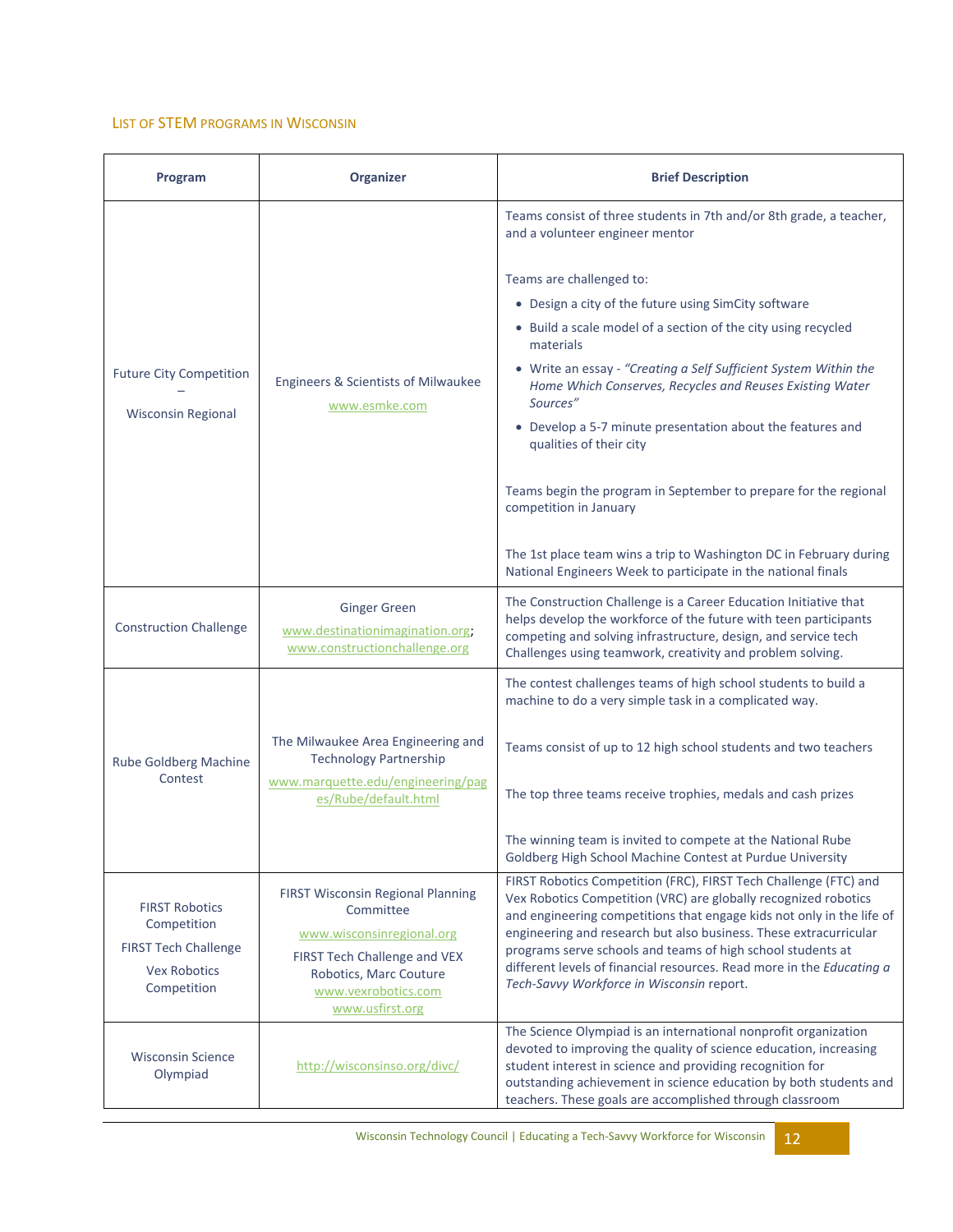## List of STEM Programs in Wisconsin

| Program | Organizer | Brief Description |
|---|---|---|
| Future City Competition – Wisconsin Regional | Engineers & Scientists of Milwaukee www.esmke.com | Teams consist of three students in 7th and/or 8th grade, a teacher, and a volunteer engineer mentor<br><br>Teams are challenged to:<br>• Design a city of the future using SimCity software<br>• Build a scale model of a section of the city using recycled materials<br>• Write an essay - *"Creating a Self Sufficient System Within the Home Which Conserves, Recycles and Reuses Existing Water Sources"*<br>• Develop a 5-7 minute presentation about the features and qualities of their city<br><br>Teams begin the program in September to prepare for the regional competition in January<br><br>The 1st place team wins a trip to Washington DC in February during National Engineers Week to participate in the national finals |
| Construction Challenge | Ginger Green www.destinationimagination.org; www.constructionchallenge.org | The Construction Challenge is a Career Education Initiative that helps develop the workforce of the future with teen participants competing and solving infrastructure, design, and service tech Challenges using teamwork, creativity and problem solving. |
| Rube Goldberg Machine Contest | The Milwaukee Area Engineering and Technology Partnership www.marquette.edu/engineering/pages/Rube/default.html | The contest challenges teams of high school students to build a machine to do a very simple task in a complicated way.<br><br>Teams consist of up to 12 high school students and two teachers<br><br>The top three teams receive trophies, medals and cash prizes<br><br>The winning team is invited to compete at the National Rube Goldberg High School Machine Contest at Purdue University |
| FIRST Robotics Competition<br>FIRST Tech Challenge<br>Vex Robotics Competition | FIRST Wisconsin Regional Planning Committee www.wisconsinregional.org<br>FIRST Tech Challenge and VEX Robotics, Marc Couture www.vexrobotics.com www.usfirst.org | FIRST Robotics Competition (FRC), FIRST Tech Challenge (FTC) and Vex Robotics Competition (VRC) are globally recognized robotics and engineering competitions that engage kids not only in the life of engineering and research but also business. These extracurricular programs serve schools and teams of high school students at different levels of financial resources. Read more in the *Educating a Tech-Savvy Workforce in Wisconsin* report. |
| Wisconsin Science Olympiad | http://wisconsinso.org/divc/ | The Science Olympiad is an international nonprofit organization devoted to improving the quality of science education, increasing student interest in science and providing recognition for outstanding achievement in science education by both students and teachers. These goals are accomplished through classroom |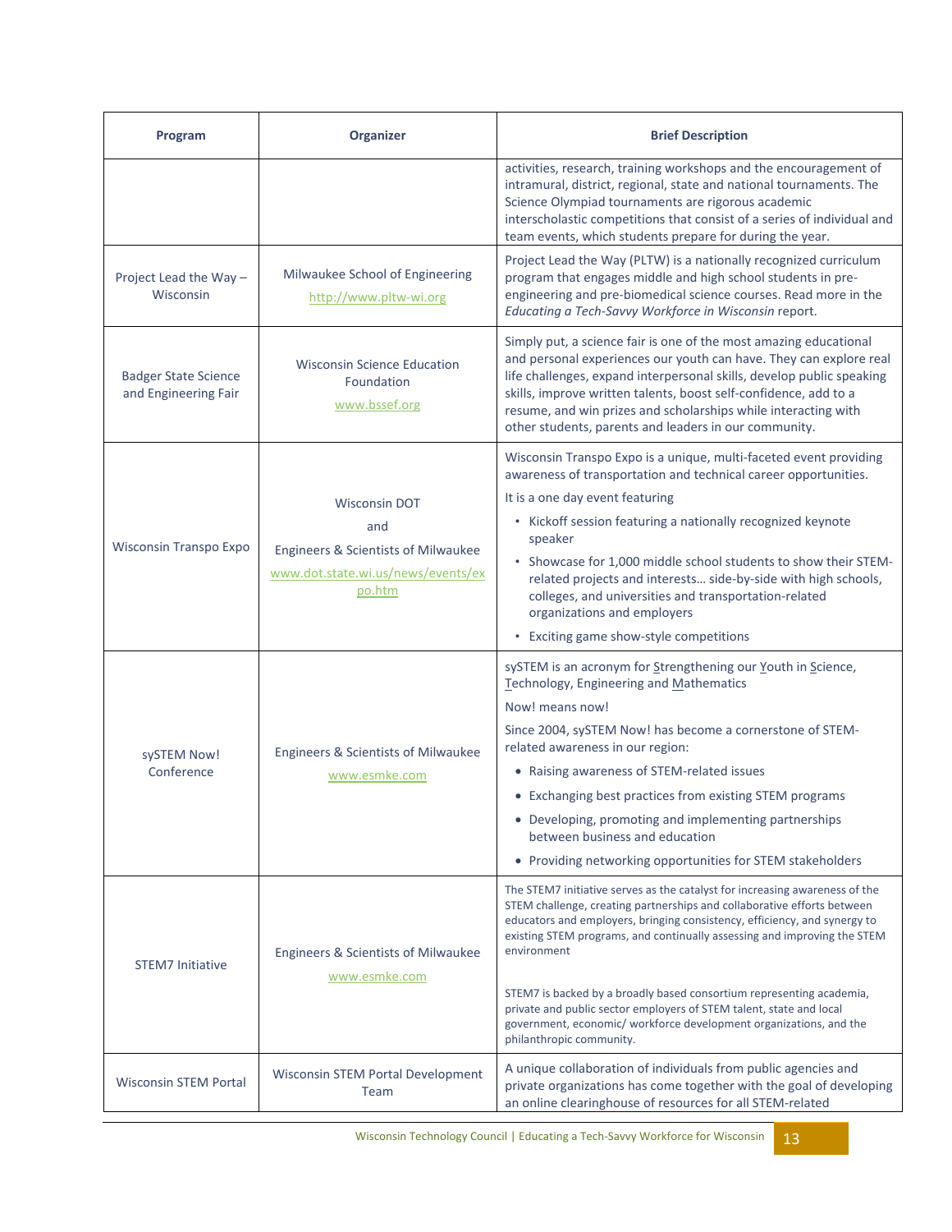| Program | Organizer | Brief Description |
|---|---|---|
| | | activities, research, training workshops and the encouragement of intramural, district, regional, state and national tournaments. The Science Olympiad tournaments are rigorous academic interscholastic competitions that consist of a series of individual and team events, which students prepare for during the year. |
| Project Lead the Way – Wisconsin | Milwaukee School of Engineering http://www.pltw-wi.org | Project Lead the Way (PLTW) is a nationally recognized curriculum program that engages middle and high school students in pre-engineering and pre-biomedical science courses. Read more in the *Educating a Tech-Savvy Workforce in Wisconsin* report. |
| Badger State Science and Engineering Fair | Wisconsin Science Education Foundation www.bssef.org | Simply put, a science fair is one of the most amazing educational and personal experiences our youth can have. They can explore real life challenges, expand interpersonal skills, develop public speaking skills, improve written talents, boost self-confidence, add to a resume, and win prizes and scholarships while interacting with other students, parents and leaders in our community. |
| Wisconsin Transpo Expo | Wisconsin DOT and Engineers & Scientists of Milwaukee www.dot.state.wi.us/news/events/expo.htm | Wisconsin Transpo Expo is a unique, multi-faceted event providing awareness of transportation and technical career opportunities. It is a one day event featuring<br>• Kickoff session featuring a nationally recognized keynote speaker<br>• Showcase for 1,000 middle school students to show their STEM-related projects and interests… side-by-side with high schools, colleges, and universities and transportation-related organizations and employers<br>• Exciting game show-style competitions |
| sySTEM Now! Conference | Engineers & Scientists of Milwaukee www.esmke.com | sySTEM is an acronym for Strengthening our Youth in Science, Technology, Engineering and Mathematics<br>Now! means now!<br>Since 2004, sySTEM Now! has become a cornerstone of STEM-related awareness in our region:<br>• Raising awareness of STEM-related issues<br>• Exchanging best practices from existing STEM programs<br>• Developing, promoting and implementing partnerships between business and education<br>• Providing networking opportunities for STEM stakeholders |
| STEM7 Initiative | Engineers & Scientists of Milwaukee www.esmke.com | The STEM7 initiative serves as the catalyst for increasing awareness of the STEM challenge, creating partnerships and collaborative efforts between educators and employers, bringing consistency, efficiency, and synergy to existing STEM programs, and continually assessing and improving the STEM environment<br><br>STEM7 is backed by a broadly based consortium representing academia, private and public sector employers of STEM talent, state and local government, economic/ workforce development organizations, and the philanthropic community. |
| Wisconsin STEM Portal | Wisconsin STEM Portal Development Team | A unique collaboration of individuals from public agencies and private organizations has come together with the goal of developing an online clearinghouse of resources for all STEM-related |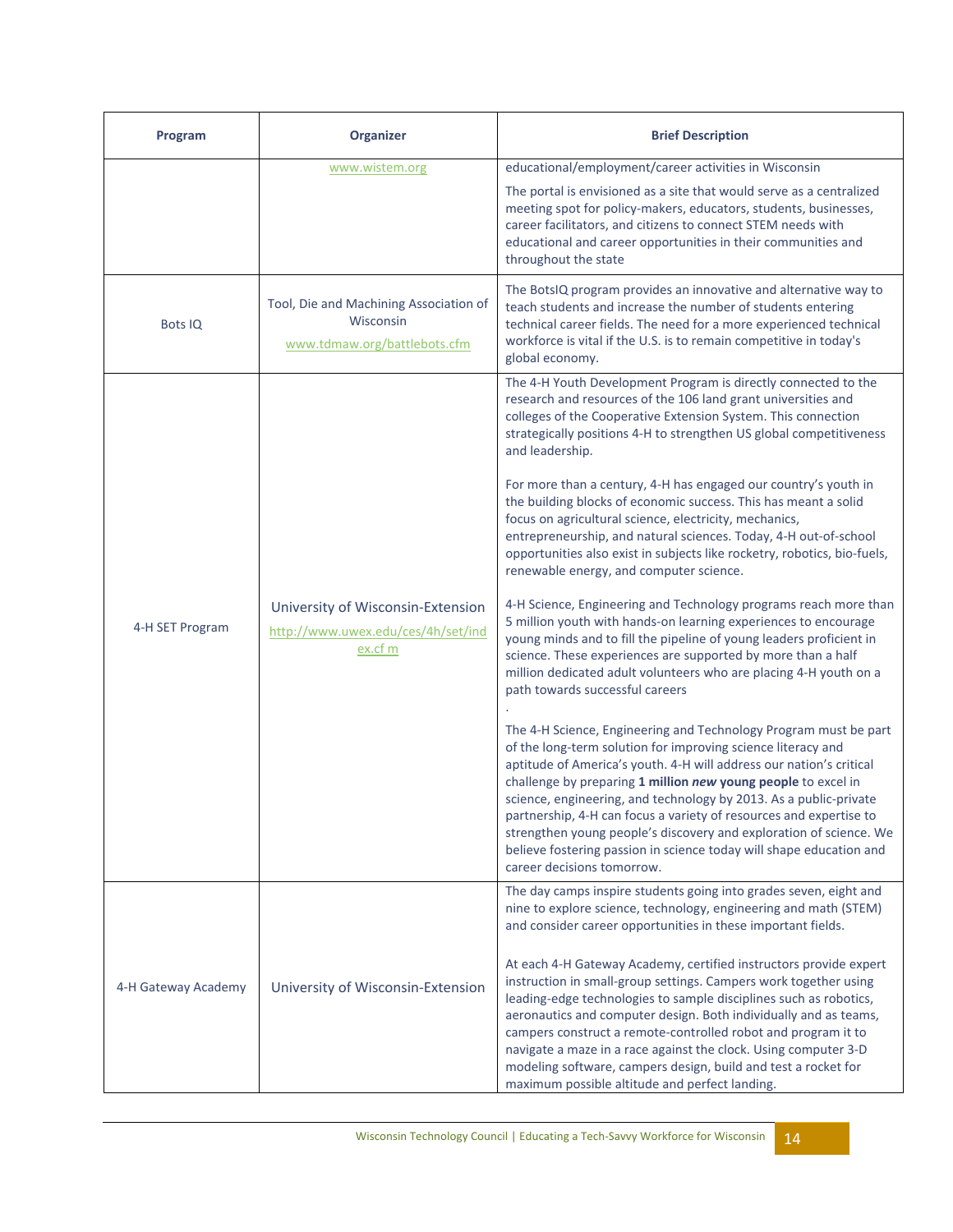| Program | Organizer | Brief Description |
| --- | --- | --- |
| | www.wistem.org | educational/employment/career activities in Wisconsin<br><br>The portal is envisioned as a site that would serve as a centralized meeting spot for policy-makers, educators, students, businesses, career facilitators, and citizens to connect STEM needs with educational and career opportunities in their communities and throughout the state |
| Bots IQ | Tool, Die and Machining Association of Wisconsin<br><br>www.tdmaw.org/battlebots.cfm | The BotsIQ program provides an innovative and alternative way to teach students and increase the number of students entering technical career fields. The need for a more experienced technical workforce is vital if the U.S. is to remain competitive in today's global economy. |
| 4-H SET Program | University of Wisconsin-Extension<br><br>http://www.uwex.edu/ces/4h/set/index.cf m | The 4-H Youth Development Program is directly connected to the research and resources of the 106 land grant universities and colleges of the Cooperative Extension System. This connection strategically positions 4-H to strengthen US global competitiveness and leadership.<br><br>For more than a century, 4-H has engaged our country's youth in the building blocks of economic success. This has meant a solid focus on agricultural science, electricity, mechanics, entrepreneurship, and natural sciences. Today, 4-H out-of-school opportunities also exist in subjects like rocketry, robotics, bio-fuels, renewable energy, and computer science.<br><br>4-H Science, Engineering and Technology programs reach more than 5 million youth with hands-on learning experiences to encourage young minds and to fill the pipeline of young leaders proficient in science. These experiences are supported by more than a half million dedicated adult volunteers who are placing 4-H youth on a path towards successful careers<br>.<br><br>The 4-H Science, Engineering and Technology Program must be part of the long-term solution for improving science literacy and aptitude of America's youth. 4-H will address our nation's critical challenge by preparing **1 million *new* young people** to excel in science, engineering, and technology by 2013. As a public-private partnership, 4-H can focus a variety of resources and expertise to strengthen young people's discovery and exploration of science. We believe fostering passion in science today will shape education and career decisions tomorrow. |
| 4-H Gateway Academy | University of Wisconsin-Extension | The day camps inspire students going into grades seven, eight and nine to explore science, technology, engineering and math (STEM) and consider career opportunities in these important fields.<br><br>At each 4-H Gateway Academy, certified instructors provide expert instruction in small-group settings. Campers work together using leading-edge technologies to sample disciplines such as robotics, aeronautics and computer design. Both individually and as teams, campers construct a remote-controlled robot and program it to navigate a maze in a race against the clock. Using computer 3-D modeling software, campers design, build and test a rocket for maximum possible altitude and perfect landing. |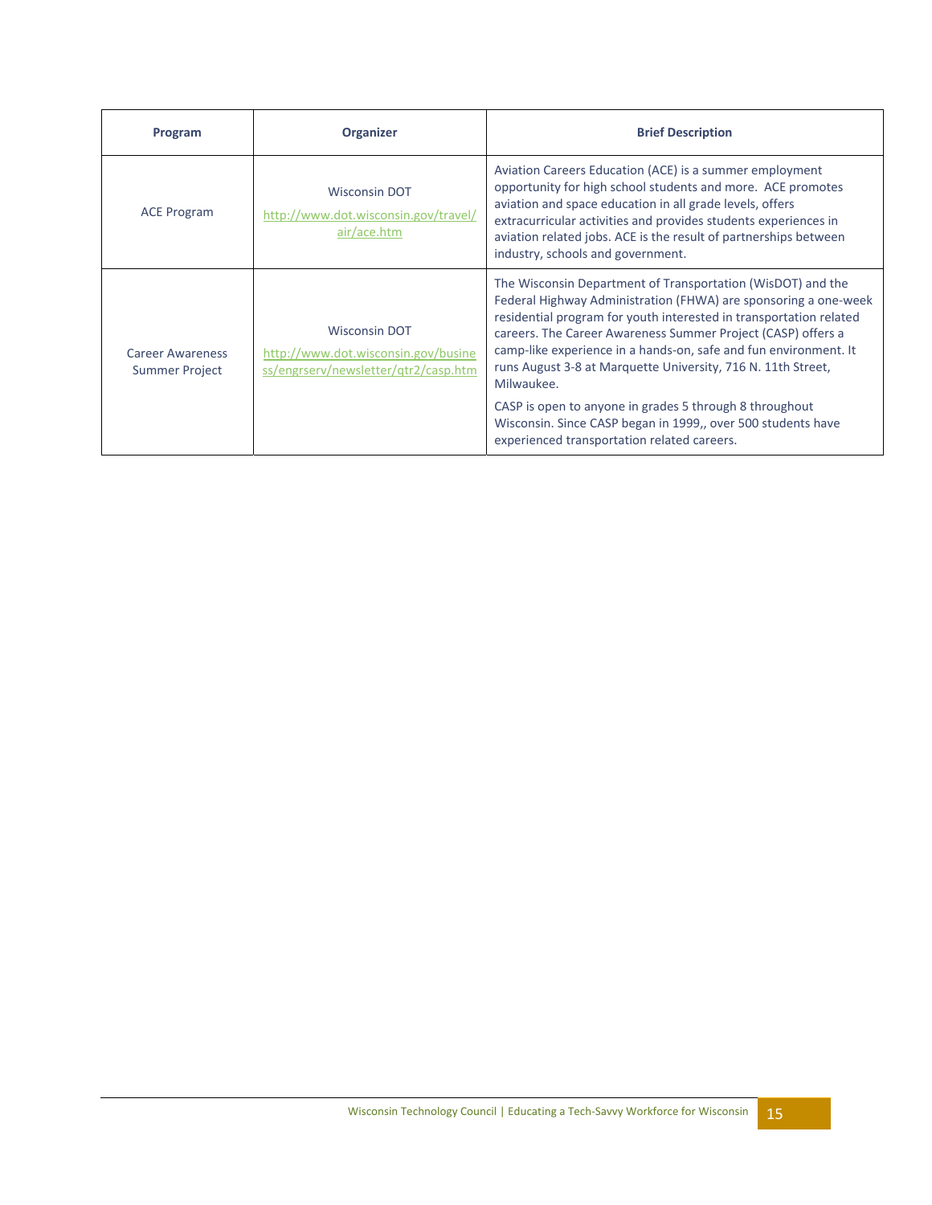| Program | Organizer | Brief Description |
|---|---|---|
| ACE Program | Wisconsin DOT http://www.dot.wisconsin.gov/travel/air/ace.htm | Aviation Careers Education (ACE) is a summer employment opportunity for high school students and more. ACE promotes aviation and space education in all grade levels, offers extracurricular activities and provides students experiences in aviation related jobs. ACE is the result of partnerships between industry, schools and government. |
| Career Awareness Summer Project | Wisconsin DOT http://www.dot.wisconsin.gov/business/engrserv/newsletter/qtr2/casp.htm | The Wisconsin Department of Transportation (WisDOT) and the Federal Highway Administration (FHWA) are sponsoring a one-week residential program for youth interested in transportation related careers. The Career Awareness Summer Project (CASP) offers a camp-like experience in a hands-on, safe and fun environment. It runs August 3-8 at Marquette University, 716 N. 11th Street, Milwaukee.<br><br>CASP is open to anyone in grades 5 through 8 throughout Wisconsin. Since CASP began in 1999,, over 500 students have experienced transportation related careers. |